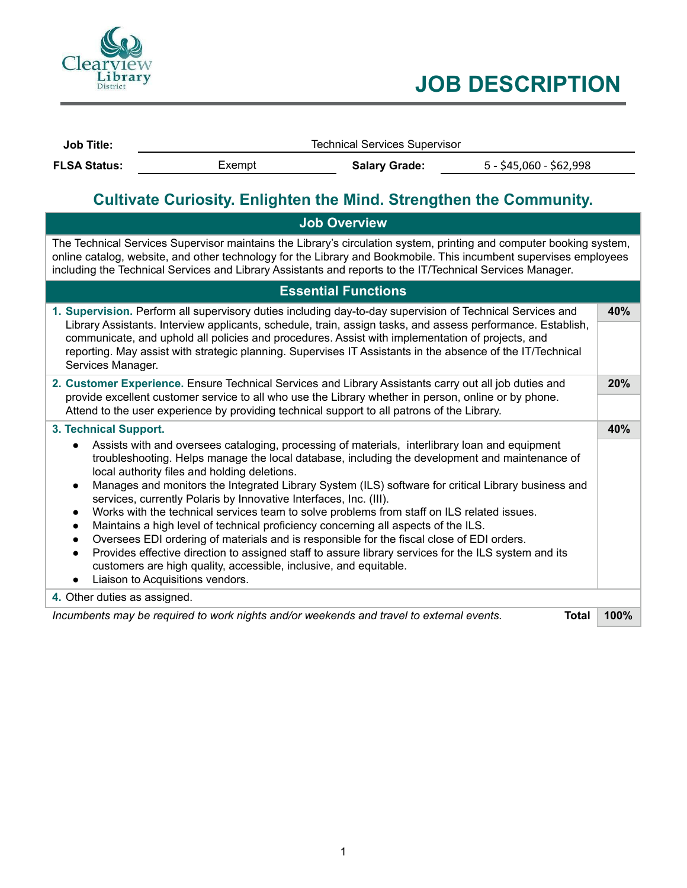Clearview Library District

# JOB DESCRIPTION

| **Job Title:** | Technical Services Supervisor | | |
|---|---|---|---|
| **FLSA Status:** | Exempt | **Salary Grade:** | 5 - $45,060 - $62,998 |

## Cultivate Curiosity. Enlighten the Mind. Strengthen the Community.

### Job Overview

The Technical Services Supervisor maintains the Library's circulation system, printing and computer booking system, online catalog, website, and other technology for the Library and Bookmobile. This incumbent supervises employees including the Technical Services and Library Assistants and reports to the IT/Technical Services Manager.

### Essential Functions

| Function | % |
|---|---|
| **1. Supervision.** Perform all supervisory duties including day-to-day supervision of Technical Services and Library Assistants. Interview applicants, schedule, train, assign tasks, and assess performance. Establish, communicate, and uphold all policies and procedures. Assist with implementation of projects, and reporting. May assist with strategic planning. Supervises IT Assistants in the absence of the IT/Technical Services Manager. | **40%** |
| **2. Customer Experience.** Ensure Technical Services and Library Assistants carry out all job duties and provide excellent customer service to all who use the Library whether in person, online or by phone. Attend to the user experience by providing technical support to all patrons of the Library. | **20%** |
| **3. Technical Support.**<br>• Assists with and oversees cataloging, processing of materials, interlibrary loan and equipment troubleshooting. Helps manage the local database, including the development and maintenance of local authority files and holding deletions.<br>• Manages and monitors the Integrated Library System (ILS) software for critical Library business and services, currently Polaris by Innovative Interfaces, Inc. (III).<br>• Works with the technical services team to solve problems from staff on ILS related issues.<br>• Maintains a high level of technical proficiency concerning all aspects of the ILS.<br>• Oversees EDI ordering of materials and is responsible for the fiscal close of EDI orders.<br>• Provides effective direction to assigned staff to assure library services for the ILS system and its customers are high quality, accessible, inclusive, and equitable.<br>• Liaison to Acquisitions vendors. | **40%** |
| **4.** Other duties as assigned. | |
| *Incumbents may be required to work nights and/or weekends and travel to external events.* **Total** | **100%** |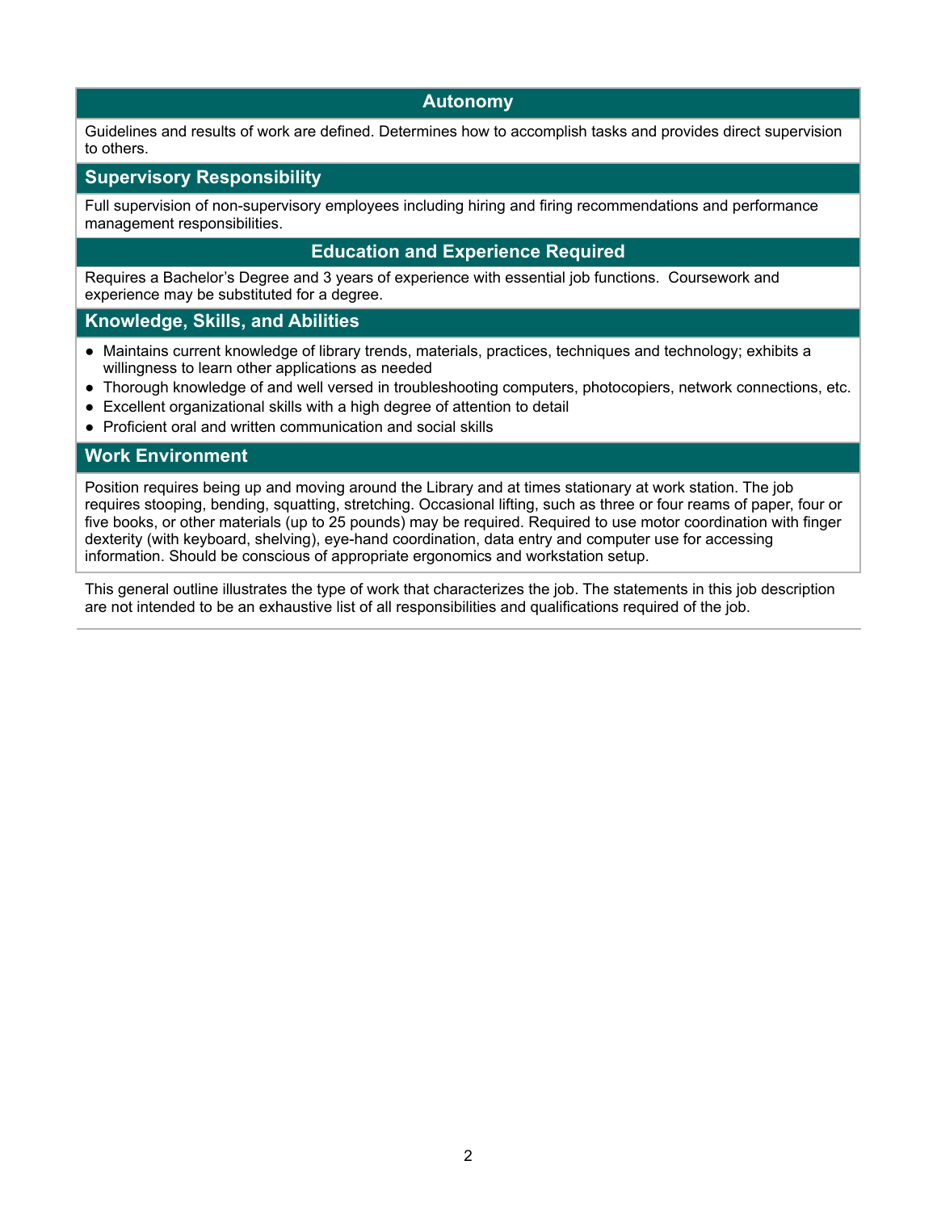## Autonomy

Guidelines and results of work are defined. Determines how to accomplish tasks and provides direct supervision to others.

## Supervisory Responsibility

Full supervision of non-supervisory employees including hiring and firing recommendations and performance management responsibilities.

## Education and Experience Required

Requires a Bachelor's Degree and 3 years of experience with essential job functions. Coursework and experience may be substituted for a degree.

## Knowledge, Skills, and Abilities

- Maintains current knowledge of library trends, materials, practices, techniques and technology; exhibits a willingness to learn other applications as needed
- Thorough knowledge of and well versed in troubleshooting computers, photocopiers, network connections, etc.
- Excellent organizational skills with a high degree of attention to detail
- Proficient oral and written communication and social skills

## Work Environment

Position requires being up and moving around the Library and at times stationary at work station. The job requires stooping, bending, squatting, stretching. Occasional lifting, such as three or four reams of paper, four or five books, or other materials (up to 25 pounds) may be required. Required to use motor coordination with finger dexterity (with keyboard, shelving), eye-hand coordination, data entry and computer use for accessing information. Should be conscious of appropriate ergonomics and workstation setup.

This general outline illustrates the type of work that characterizes the job. The statements in this job description are not intended to be an exhaustive list of all responsibilities and qualifications required of the job.